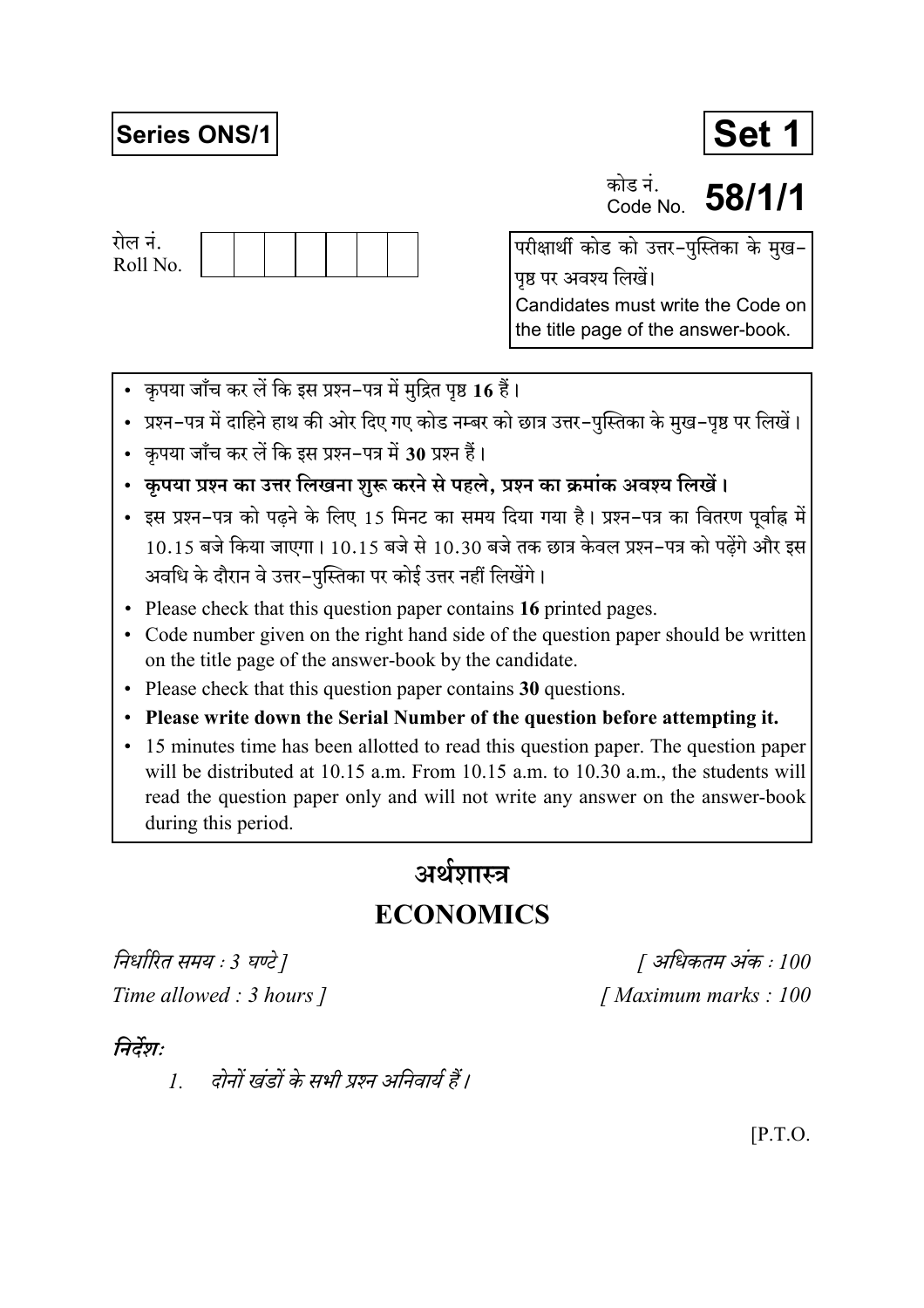**Series ONS/1**

**Set 1**

कोड नं.
Code No. **58/1/1**

रोल नं.
Roll No. | | | | | | | |

परीक्षार्थी कोड को उत्तर-पुस्तिका के मुख-पृष्ठ पर अवश्य लिखें।
Candidates must write the Code on the title page of the answer-book.

- कृपया जाँच कर लें कि इस प्रश्न-पत्र में मुद्रित पृष्ठ **16** हैं।
- प्रश्न-पत्र में दाहिने हाथ की ओर दिए गए कोड नम्बर को छात्र उत्तर-पुस्तिका के मुख-पृष्ठ पर लिखें।
- कृपया जाँच कर लें कि इस प्रश्न-पत्र में **30** प्रश्न हैं।
- **कृपया प्रश्न का उत्तर लिखना शुरू करने से पहले, प्रश्न का क्रमांक अवश्य लिखें।**
- इस प्रश्न-पत्र को पढ़ने के लिए 15 मिनट का समय दिया गया है। प्रश्न-पत्र का वितरण पूर्वाह्न में 10.15 बजे किया जाएगा। 10.15 बजे से 10.30 बजे तक छात्र केवल प्रश्न-पत्र को पढ़ेंगे और इस अवधि के दौरान वे उत्तर-पुस्तिका पर कोई उत्तर नहीं लिखेंगे।
- Please check that this question paper contains **16** printed pages.
- Code number given on the right hand side of the question paper should be written on the title page of the answer-book by the candidate.
- Please check that this question paper contains **30** questions.
- **Please write down the Serial Number of the question before attempting it.**
- 15 minutes time has been allotted to read this question paper. The question paper will be distributed at 10.15 a.m. From 10.15 a.m. to 10.30 a.m., the students will read the question paper only and will not write any answer on the answer-book during this period.

# अर्थशास्त्र

# ECONOMICS

*निर्धारित समय : 3 घण्टे ]* *[ अधिकतम अंक : 100*

*Time allowed : 3 hours ]* *[ Maximum marks : 100*

***निर्देश:***

*1. दोनों खंडों के सभी प्रश्न अनिवार्य हैं।*

[P.T.O.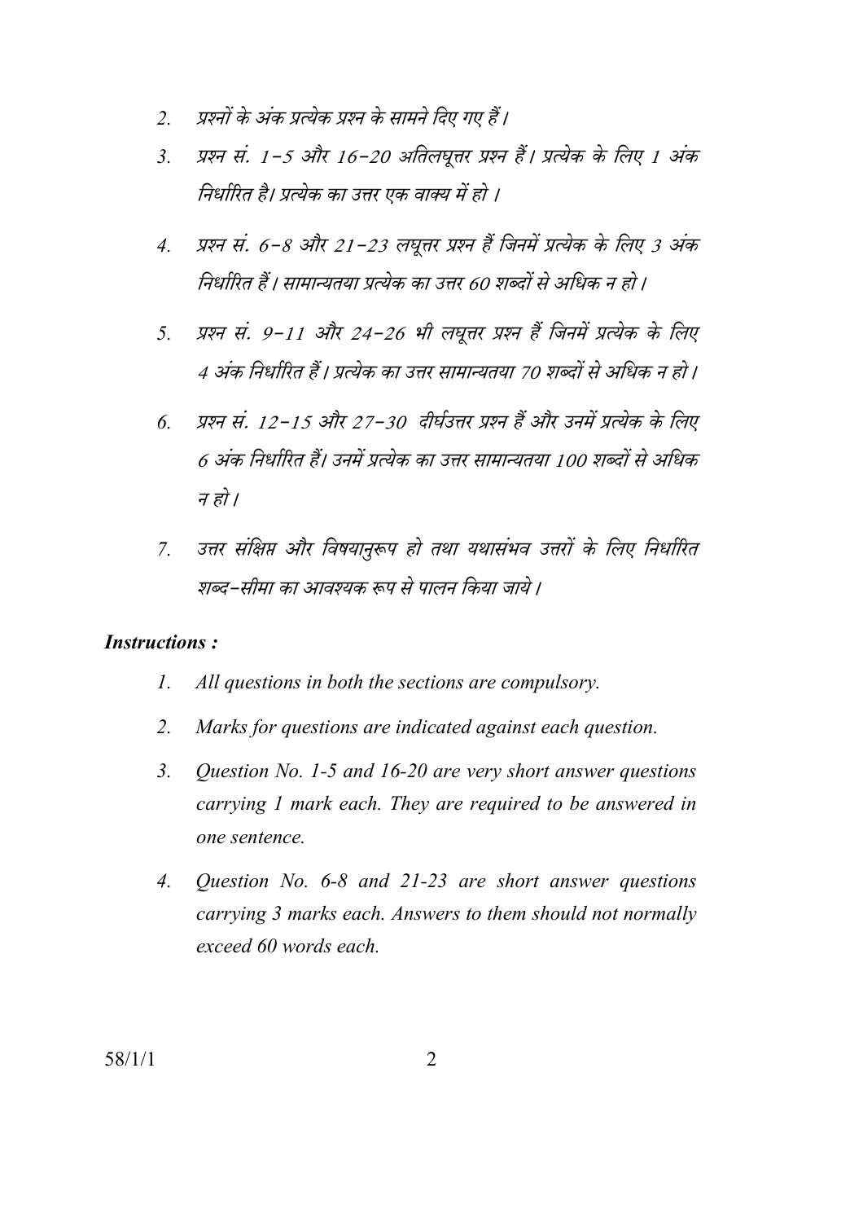2. प्रश्नों के अंक प्रत्येक प्रश्न के सामने दिए गए हैं।
3. प्रश्न सं. 1–5 और 16–20 अतिलघूत्तर प्रश्न हैं। प्रत्येक के लिए 1 अंक निर्धारित है। प्रत्येक का उत्तर एक वाक्य में हो।
4. प्रश्न सं. 6–8 और 21–23 लघूत्तर प्रश्न हैं जिनमें प्रत्येक के लिए 3 अंक निर्धारित हैं। सामान्यतया प्रत्येक का उत्तर 60 शब्दों से अधिक न हो।
5. प्रश्न सं. 9–11 और 24–26 भी लघूत्तर प्रश्न हैं जिनमें प्रत्येक के लिए 4 अंक निर्धारित हैं। प्रत्येक का उत्तर सामान्यतया 70 शब्दों से अधिक न हो।
6. प्रश्न सं. 12–15 और 27–30 दीर्घउत्तर प्रश्न हैं और उनमें प्रत्येक के लिए 6 अंक निर्धारित हैं। उनमें प्रत्येक का उत्तर सामान्यतया 100 शब्दों से अधिक न हो।
7. उत्तर संक्षिप्त और विषयानुरूप हो तथा यथासंभव उत्तरों के लिए निर्धारित शब्द–सीमा का आवश्यक रूप से पालन किया जाये।

***Instructions :***

1. *All questions in both the sections are compulsory.*
2. *Marks for questions are indicated against each question.*
3. *Question No. 1-5 and 16-20 are very short answer questions carrying 1 mark each. They are required to be answered in one sentence.*
4. *Question No. 6-8 and 21-23 are short answer questions carrying 3 marks each. Answers to them should not normally exceed 60 words each.*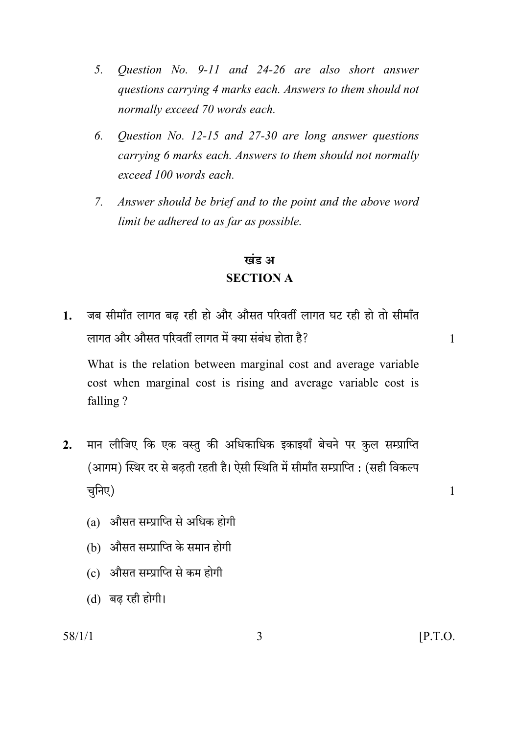5. *Question No. 9-11 and 24-26 are also short answer questions carrying 4 marks each. Answers to them should not normally exceed 70 words each.*

6. *Question No. 12-15 and 27-30 are long answer questions carrying 6 marks each. Answers to them should not normally exceed 100 words each.*

7. *Answer should be brief and to the point and the above word limit be adhered to as far as possible.*

## खंड अ
## SECTION A

**1.** जब सीमाँत लागत बढ़ रही हो और औसत परिवर्ती लागत घट रही हो तो सीमाँत लागत और औसत परिवर्ती लागत में क्या संबंध होता है? 1

What is the relation between marginal cost and average variable cost when marginal cost is rising and average variable cost is falling ?

**2.** मान लीजिए कि एक वस्तु की अधिकाधिक इकाइयाँ बेचने पर कुल सम्प्राप्ति (आगम) स्थिर दर से बढ़ती रहती है। ऐसी स्थिति में सीमाँत सम्प्राप्ति : (सही विकल्प चुनिए) 1

(a) औसत सम्प्राप्ति से अधिक होगी

(b) औसत सम्प्राप्ति के समान होगी

(c) औसत सम्प्राप्ति से कम होगी

(d) बढ़ रही होगी।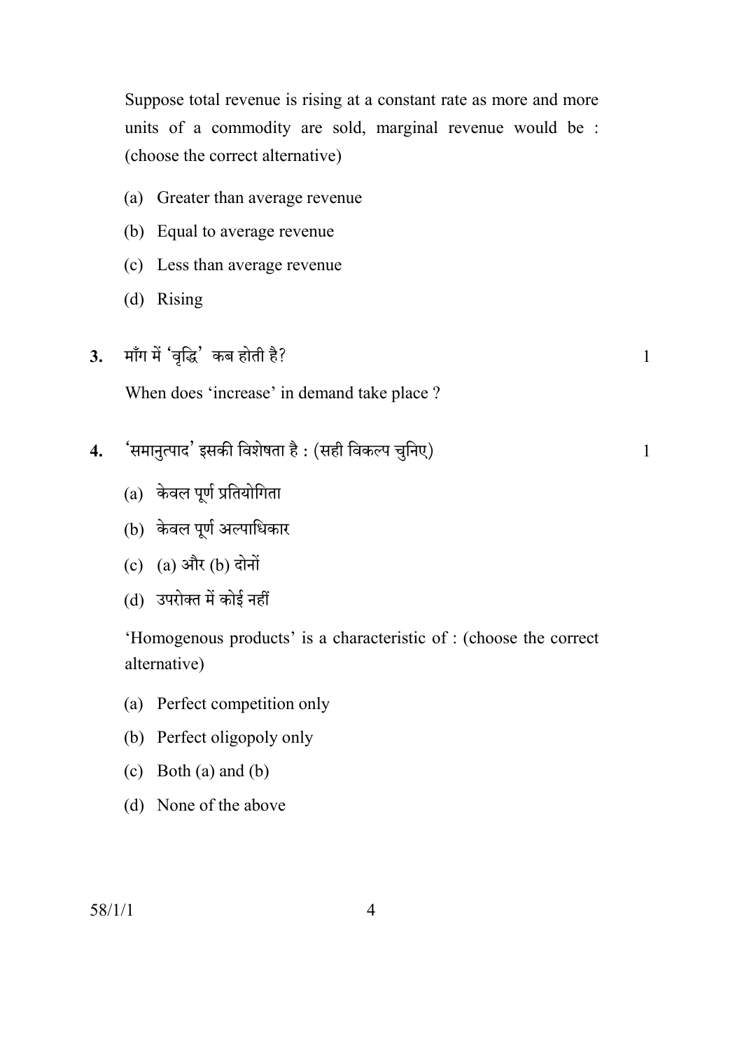Suppose total revenue is rising at a constant rate as more and more units of a commodity are sold, marginal revenue would be : (choose the correct alternative)

(a) Greater than average revenue

(b) Equal to average revenue

(c) Less than average revenue

(d) Rising

**3.** माँग में 'वृद्धि' कब होती है? 1

When does 'increase' in demand take place ?

**4.** 'समानुत्पाद' इसकी विशेषता है : (सही विकल्प चुनिए) 1

(a) केवल पूर्ण प्रतियोगिता

(b) केवल पूर्ण अल्पाधिकार

(c) (a) और (b) दोनों

(d) उपरोक्त में कोई नहीं

'Homogenous products' is a characteristic of : (choose the correct alternative)

(a) Perfect competition only

(b) Perfect oligopoly only

(c) Both (a) and (b)

(d) None of the above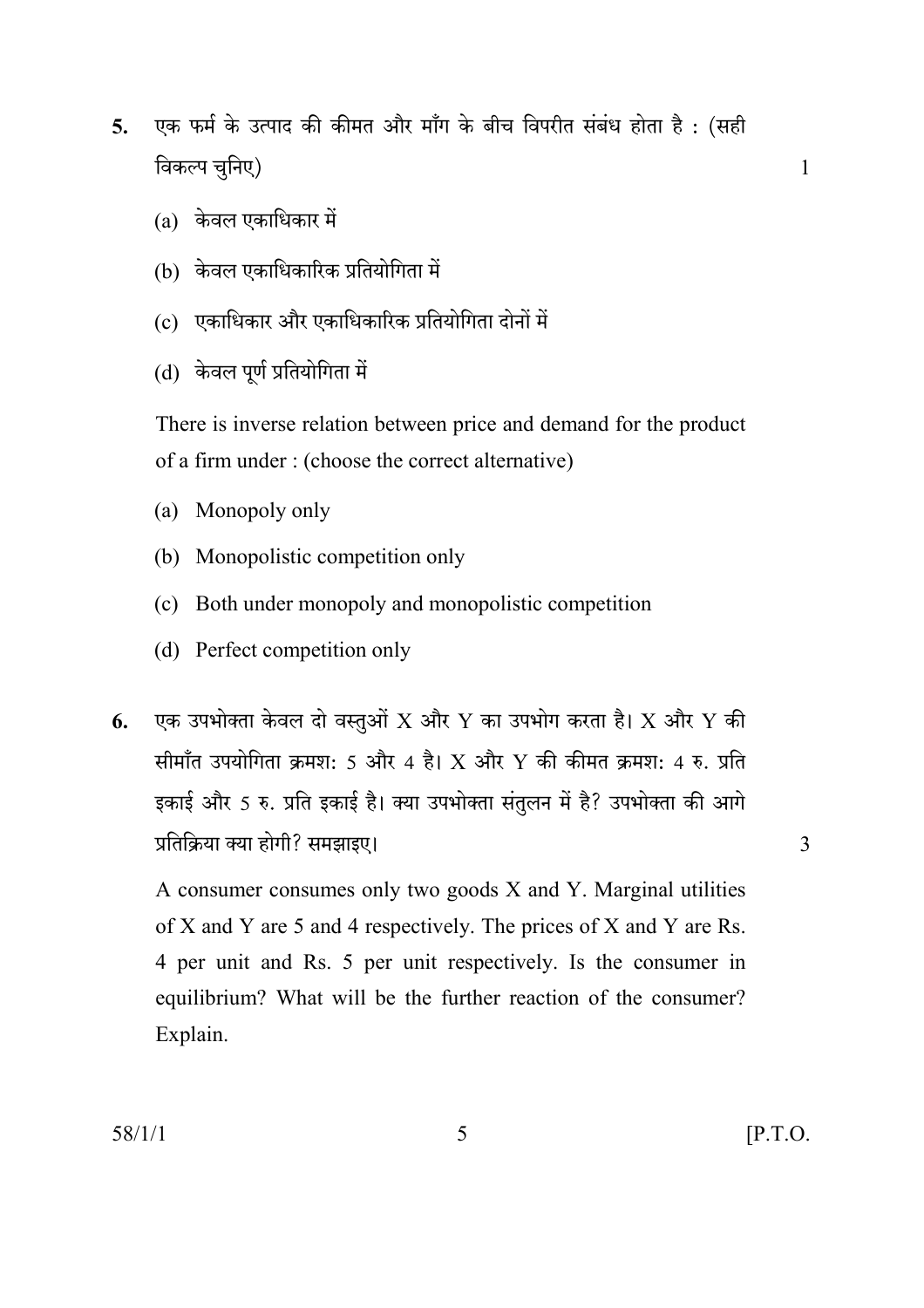5. एक फर्म के उत्पाद की कीमत और माँग के बीच विपरीत संबंध होता है : (सही विकल्प चुनिए) 1

   (a) केवल एकाधिकार में

   (b) केवल एकाधिकारिक प्रतियोगिता में

   (c) एकाधिकार और एकाधिकारिक प्रतियोगिता दोनों में

   (d) केवल पूर्ण प्रतियोगिता में

   There is inverse relation between price and demand for the product of a firm under : (choose the correct alternative)

   (a) Monopoly only

   (b) Monopolistic competition only

   (c) Both under monopoly and monopolistic competition

   (d) Perfect competition only

6. एक उपभोक्ता केवल दो वस्तुओं X और Y का उपभोग करता है। X और Y की सीमाँत उपयोगिता क्रमश: 5 और 4 है। X और Y की कीमत क्रमश: 4 रु. प्रति इकाई और 5 रु. प्रति इकाई है। क्या उपभोक्ता संतुलन में है? उपभोक्ता की आगे प्रतिक्रिया क्या होगी? समझाइए। 3

   A consumer consumes only two goods X and Y. Marginal utilities of X and Y are 5 and 4 respectively. The prices of X and Y are Rs. 4 per unit and Rs. 5 per unit respectively. Is the consumer in equilibrium? What will be the further reaction of the consumer? Explain.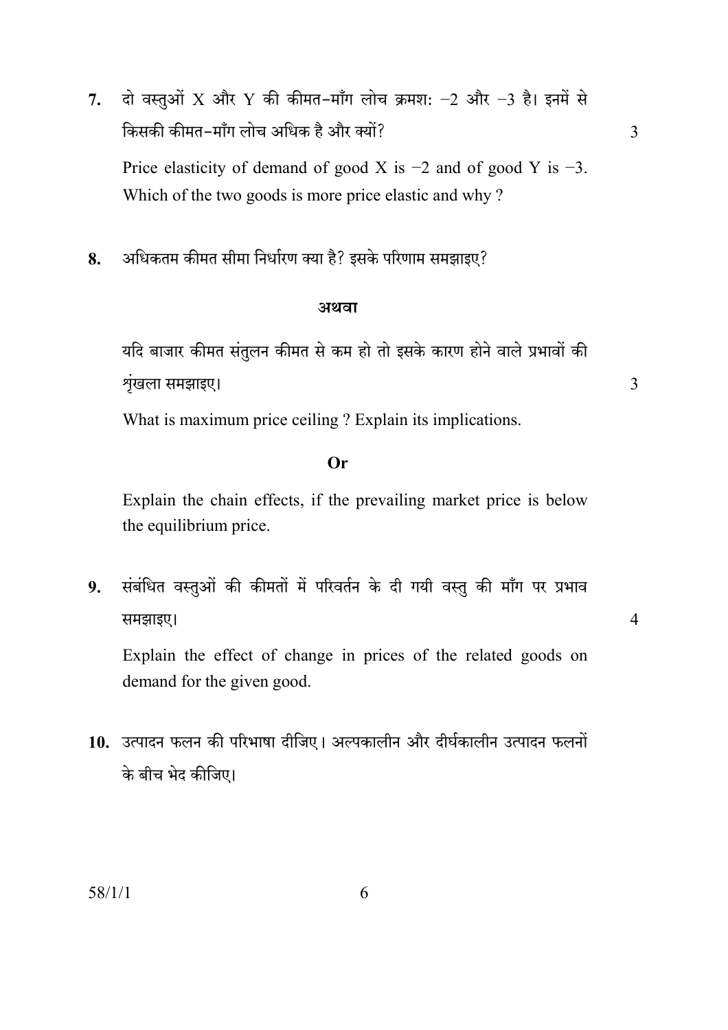7. दो वस्तुओं X और Y की कीमत–माँग लोच क्रमश: −2 और −3 है। इनमें से किसकी कीमत–माँग लोच अधिक है और क्यों? 3

Price elasticity of demand of good X is −2 and of good Y is −3. Which of the two goods is more price elastic and why ?

8. अधिकतम कीमत सीमा निर्धारण क्या है? इसके परिणाम समझाइए?

**अथवा**

यदि बाजार कीमत संतुलन कीमत से कम हो तो इसके कारण होने वाले प्रभावों की शृंखला समझाइए। 3

What is maximum price ceiling ? Explain its implications.

**Or**

Explain the chain effects, if the prevailing market price is below the equilibrium price.

9. संबंधित वस्तुओं की कीमतों में परिवर्तन के दी गयी वस्तु की माँग पर प्रभाव समझाइए। 4

Explain the effect of change in prices of the related goods on demand for the given good.

10. उत्पादन फलन की परिभाषा दीजिए। अल्पकालीन और दीर्घकालीन उत्पादन फलनों के बीच भेद कीजिए।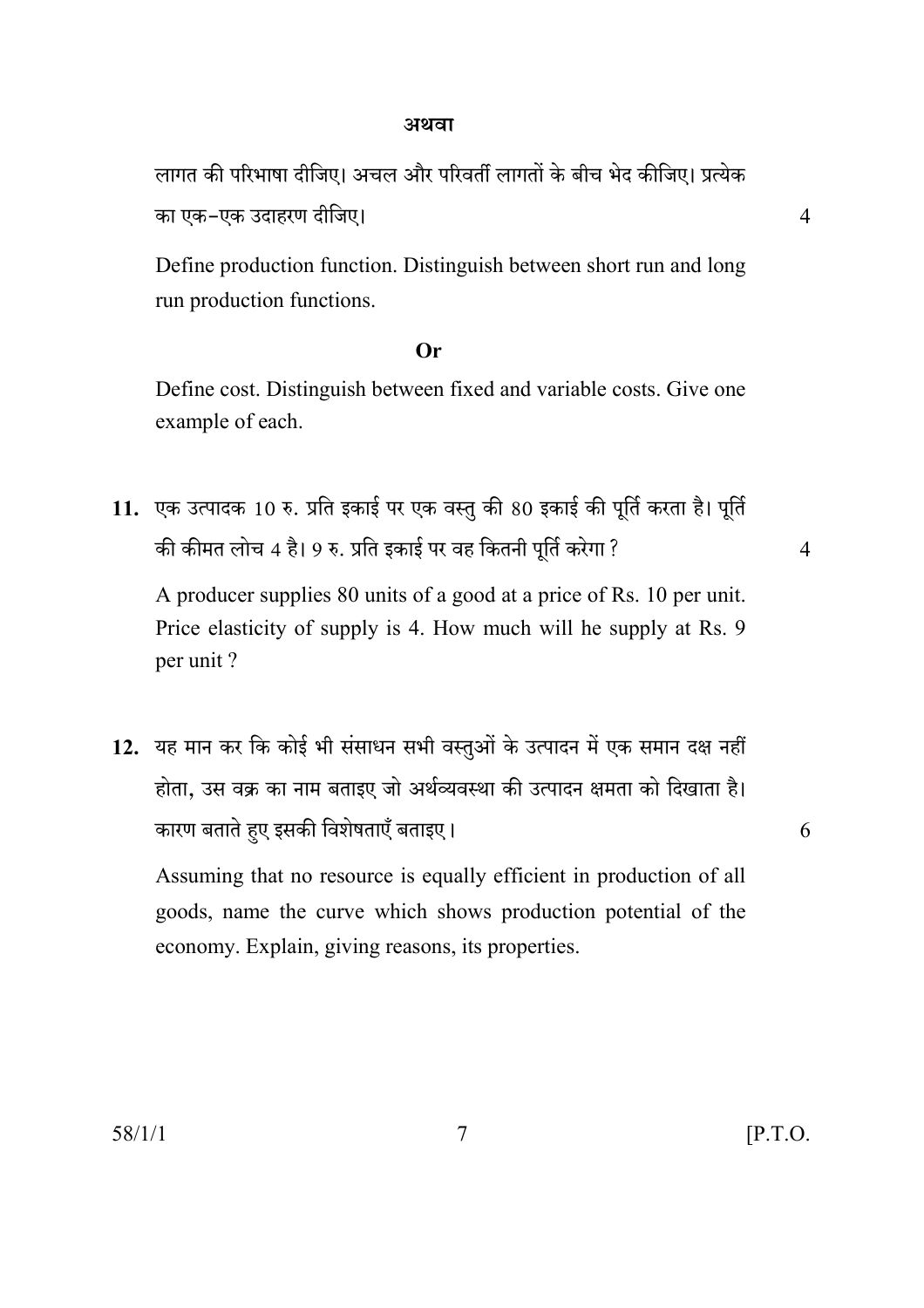**अथवा**

लागत की परिभाषा दीजिए। अचल और परिवर्ती लागतों के बीच भेद कीजिए। प्रत्येक का एक-एक उदाहरण दीजिए। 4

Define production function. Distinguish between short run and long run production functions.

**Or**

Define cost. Distinguish between fixed and variable costs. Give one example of each.

**11.** एक उत्पादक 10 रु. प्रति इकाई पर एक वस्तु की 80 इकाई की पूर्ति करता है। पूर्ति की कीमत लोच 4 है। 9 रु. प्रति इकाई पर वह कितनी पूर्ति करेगा ? 4

A producer supplies 80 units of a good at a price of Rs. 10 per unit. Price elasticity of supply is 4. How much will he supply at Rs. 9 per unit ?

**12.** यह मान कर कि कोई भी संसाधन सभी वस्तुओं के उत्पादन में एक समान दक्ष नहीं होता, उस वक्र का नाम बताइए जो अर्थव्यवस्था की उत्पादन क्षमता को दिखाता है। कारण बताते हुए इसकी विशेषताएँ बताइए। 6

Assuming that no resource is equally efficient in production of all goods, name the curve which shows production potential of the economy. Explain, giving reasons, its properties.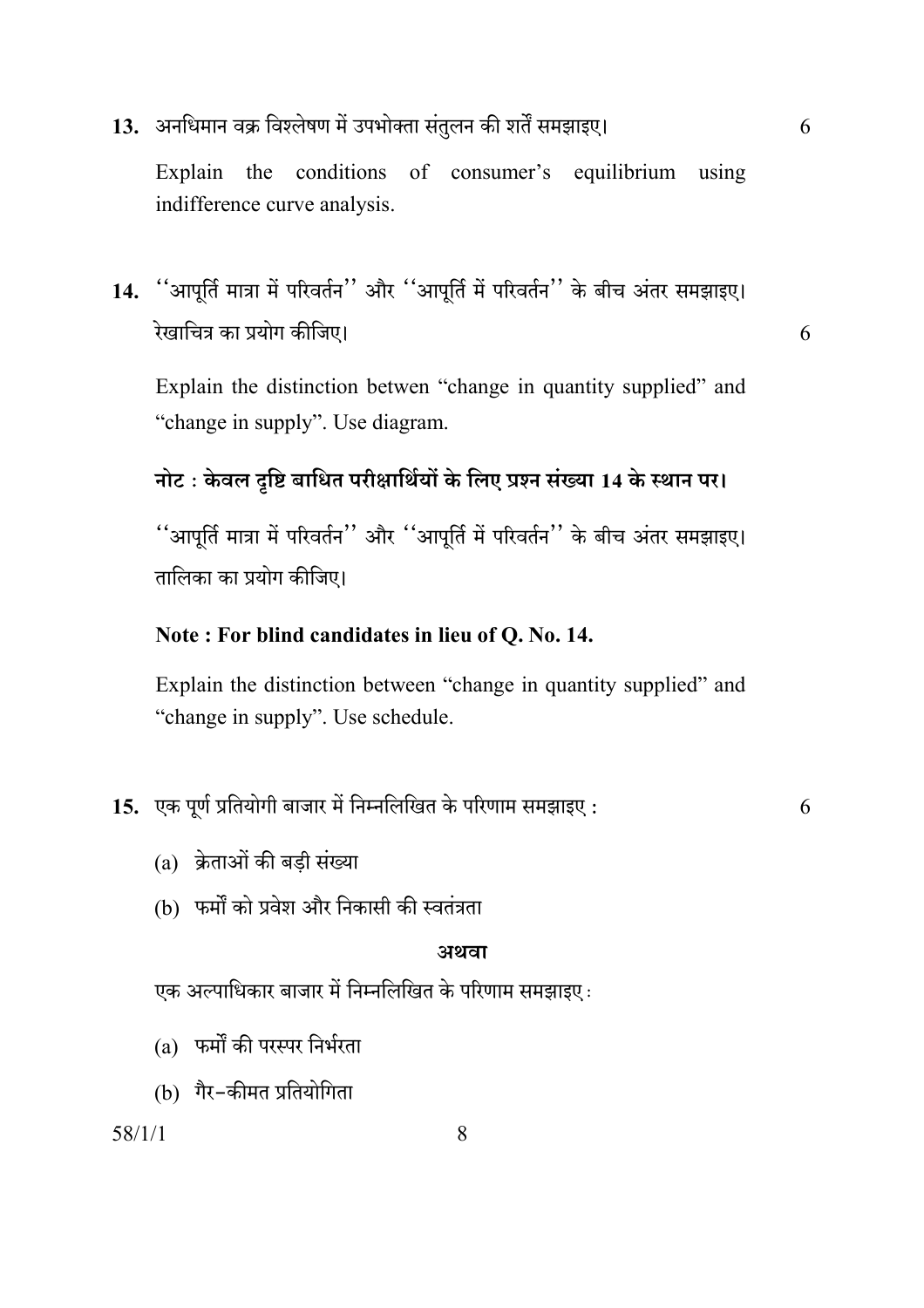**13.** अनधिमान वक्र विश्लेषण में उपभोक्ता संतुलन की शर्तें समझाइए। 6

Explain the conditions of consumer's equilibrium using indifference curve analysis.

**14.** ''आपूर्ति मात्रा में परिवर्तन'' और ''आपूर्ति में परिवर्तन'' के बीच अंतर समझाइए। रेखाचित्र का प्रयोग कीजिए। 6

Explain the distinction betwen "change in quantity supplied" and "change in supply". Use diagram.

**नोट : केवल दृष्टि बाधित परीक्षार्थियों के लिए प्रश्न संख्या 14 के स्थान पर।**

''आपूर्ति मात्रा में परिवर्तन'' और ''आपूर्ति में परिवर्तन'' के बीच अंतर समझाइए। तालिका का प्रयोग कीजिए।

**Note : For blind candidates in lieu of Q. No. 14.**

Explain the distinction betwen "change in quantity supplied" and "change in supply". Use schedule.

**15.** एक पूर्ण प्रतियोगी बाजार में निम्नलिखित के परिणाम समझाइए : 6

(a) क्रेताओं की बड़ी संख्या

(b) फर्मों को प्रवेश और निकासी की स्वतंत्रता

**अथवा**

एक अल्पाधिकार बाजार में निम्नलिखित के परिणाम समझाइए :

(a) फर्मों की परस्पर निर्भरता

(b) गैर-कीमत प्रतियोगिता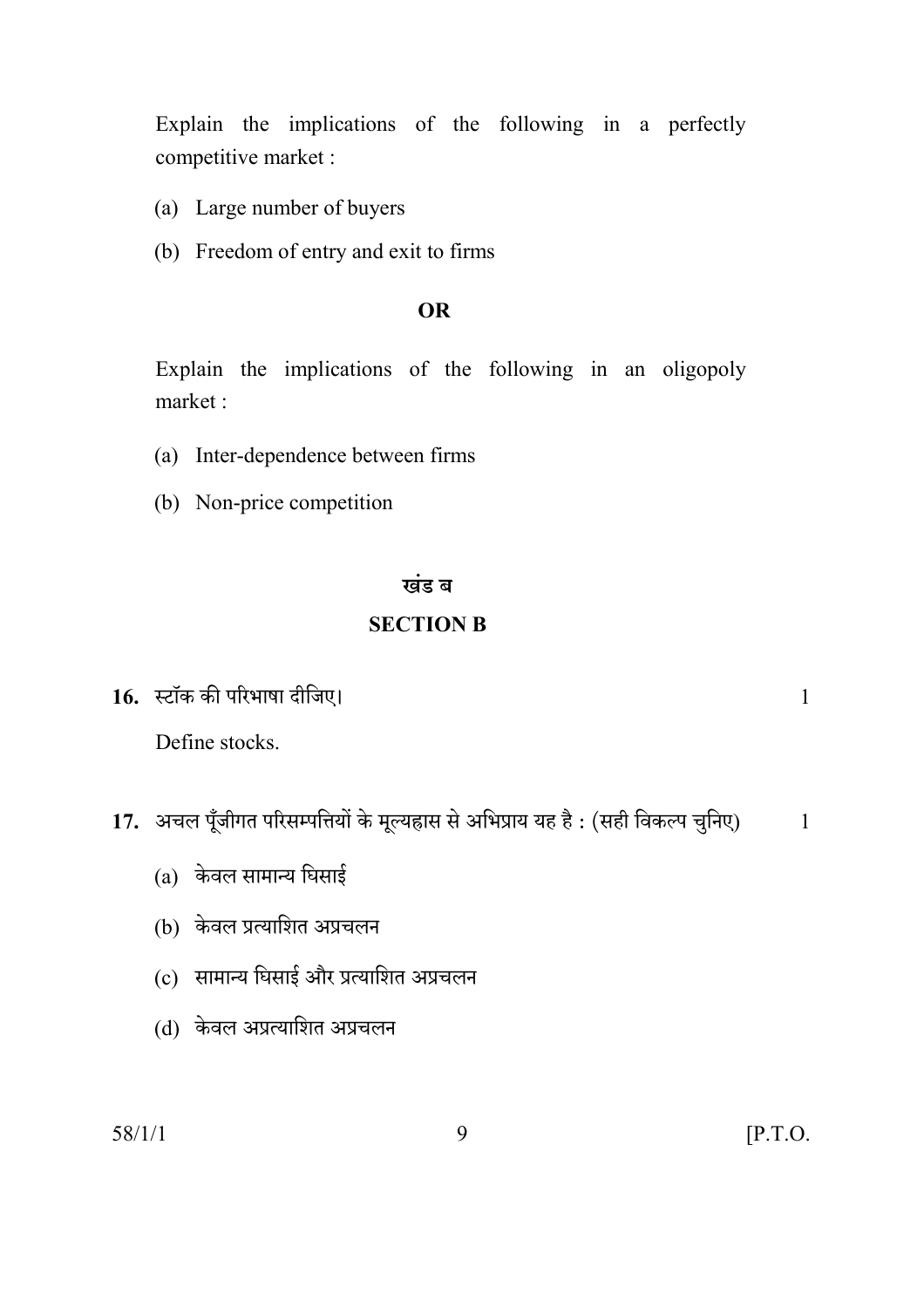Explain the implications of the following in a perfectly competitive market :

(a) Large number of buyers

(b) Freedom of entry and exit to firms

**OR**

Explain the implications of the following in an oligopoly market :

(a) Inter-dependence between firms

(b) Non-price competition

## खंड ब

## SECTION B

**16.** स्टॉक की परिभाषा दीजिए। 1

Define stocks.

**17.** अचल पूँजीगत परिसम्पत्तियों के मूल्यह्रास से अभिप्राय यह है : (सही विकल्प चुनिए) 1

(a) केवल सामान्य घिसाई

(b) केवल प्रत्याशित अप्रचलन

(c) सामान्य घिसाई और प्रत्याशित अप्रचलन

(d) केवल अप्रत्याशित अप्रचलन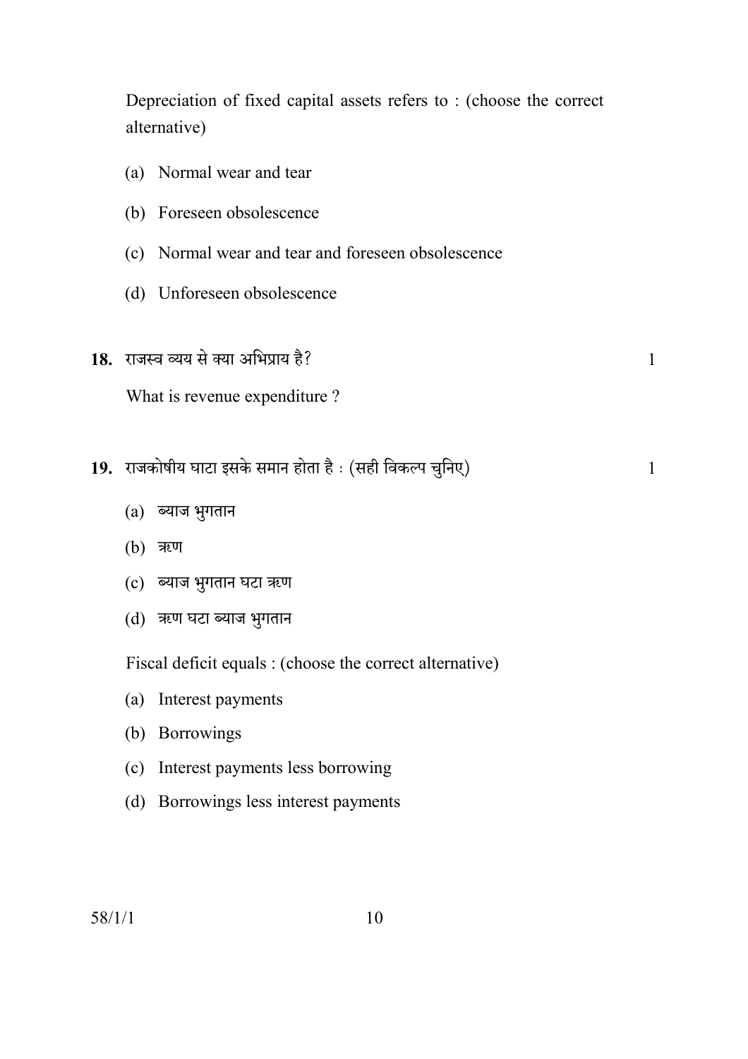Depreciation of fixed capital assets refers to : (choose the correct alternative)

(a) Normal wear and tear

(b) Foreseen obsolescence

(c) Normal wear and tear and foreseen obsolescence

(d) Unforeseen obsolescence

**18.** राजस्व व्यय से क्या अभिप्राय है? 1

What is revenue expenditure ?

**19.** राजकोषीय घाटा इसके समान होता है : (सही विकल्प चुनिए) 1

(a) ब्याज भुगतान

(b) ऋण

(c) ब्याज भुगतान घटा ऋण

(d) ऋण घटा ब्याज भुगतान

Fiscal deficit equals : (choose the correct alternative)

(a) Interest payments

(b) Borrowings

(c) Interest payments less borrowing

(d) Borrowings less interest payments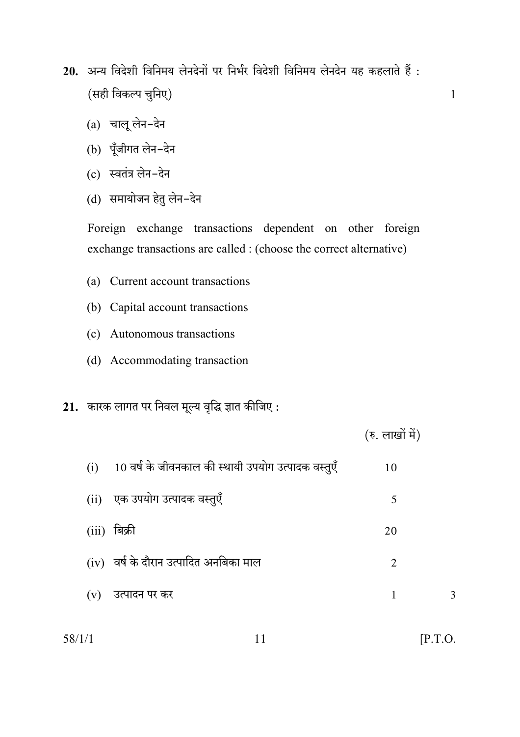**20.** अन्य विदेशी विनिमय लेनदेनों पर निर्भर विदेशी विनिमय लेनदेन यह कहलाते हैं : (सही विकल्प चुनिए) 1

(a) चालू लेन-देन

(b) पूँजीगत लेन-देन

(c) स्वतंत्र लेन-देन

(d) समायोजन हेतु लेन-देन

Foreign exchange transactions dependent on other foreign exchange transactions are called : (choose the correct alternative)

(a) Current account transactions

(b) Capital account transactions

(c) Autonomous transactions

(d) Accommodating transaction

**21.** कारक लागत पर निवल मूल्य वृद्धि ज्ञात कीजिए :

| | | (रु. लाखों में) | |
|---|---|---|---|
| (i) | 10 वर्ष के जीवनकाल की स्थायी उपयोग उत्पादक वस्तुएँ | 10 | |
| (ii) | एक उपयोग उत्पादक वस्तुएँ | 5 | |
| (iii) | बिक्री | 20 | |
| (iv) | वर्ष के दौरान उत्पादित अनबिका माल | 2 | |
| (v) | उत्पादन पर कर | 1 | 3 |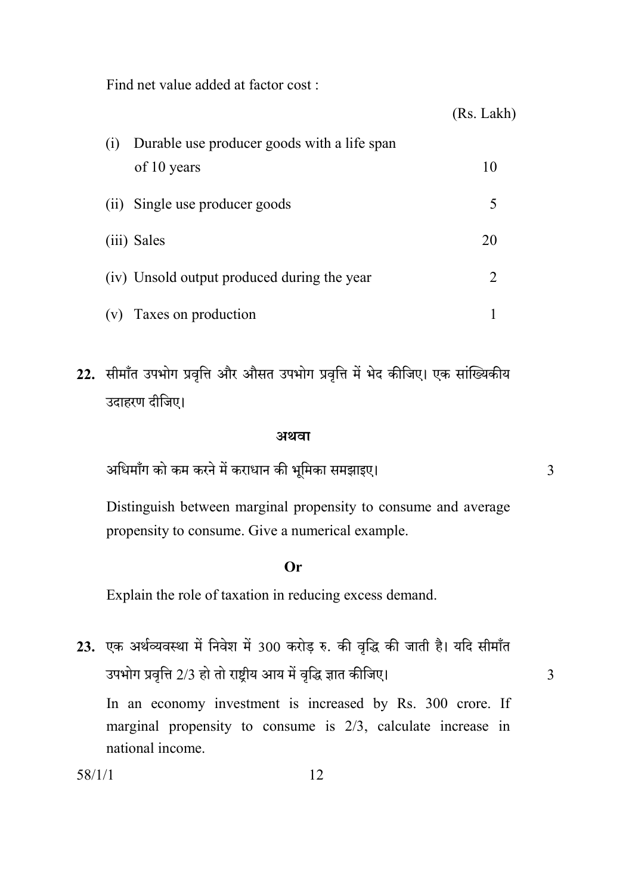Find net value added at factor cost :

| | (Rs. Lakh) |
|---|---|
| (i) Durable use producer goods with a life span of 10 years | 10 |
| (ii) Single use producer goods | 5 |
| (iii) Sales | 20 |
| (iv) Unsold output produced during the year | 2 |
| (v) Taxes on production | 1 |

**22.** सीमाँत उपभोग प्रवृत्ति और औसत उपभोग प्रवृत्ति में भेद कीजिए। एक सांख्यिकीय उदाहरण दीजिए।

**अथवा**

अधिमाँग को कम करने में कराधान की भूमिका समझाइए। 3

Distinguish between marginal propensity to consume and average propensity to consume. Give a numerical example.

**Or**

Explain the role of taxation in reducing excess demand.

**23.** एक अर्थव्यवस्था में निवेश में 300 करोड़ रु. की वृद्धि की जाती है। यदि सीमाँत उपभोग प्रवृत्ति 2/3 हो तो राष्ट्रीय आय में वृद्धि ज्ञात कीजिए। 3

In an economy investment is increased by Rs. 300 crore. If marginal propensity to consume is 2/3, calculate increase in national income.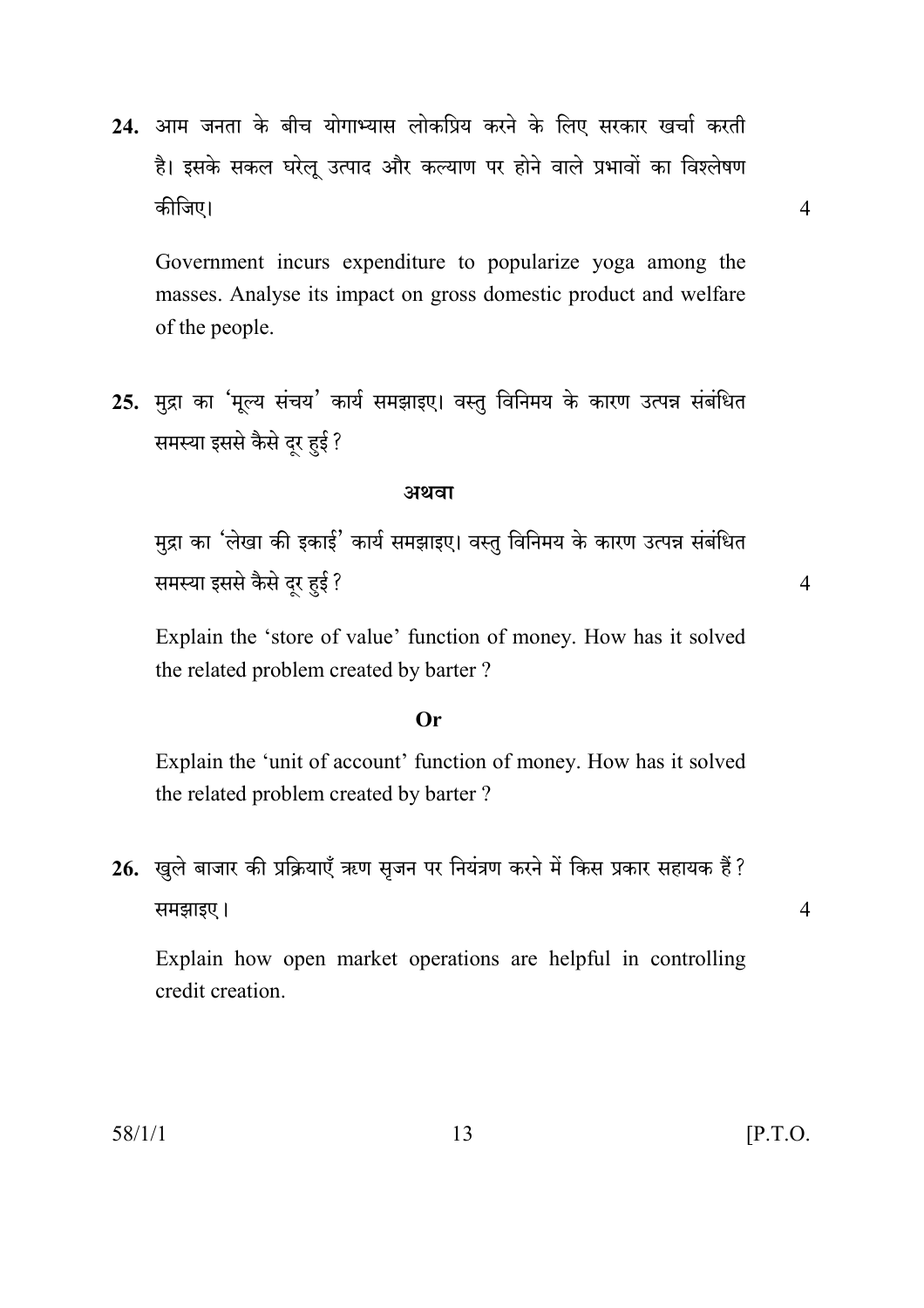**24.** आम जनता के बीच योगाभ्यास लोकप्रिय करने के लिए सरकार खर्चा करती है। इसके सकल घरेलू उत्पाद और कल्याण पर होने वाले प्रभावों का विश्लेषण कीजिए। 4

Government incurs expenditure to popularize yoga among the masses. Analyse its impact on gross domestic product and welfare of the people.

**25.** मुद्रा का 'मूल्य संचय' कार्य समझाइए। वस्तु विनिमय के कारण उत्पन्न संबंधित समस्या इससे कैसे दूर हुई ?

**अथवा**

मुद्रा का 'लेखा की इकाई' कार्य समझाइए। वस्तु विनिमय के कारण उत्पन्न संबंधित समस्या इससे कैसे दूर हुई ? 4

Explain the 'store of value' function of money. How has it solved the related problem created by barter ?

**Or**

Explain the 'unit of account' function of money. How has it solved the related problem created by barter ?

**26.** खुले बाजार की प्रक्रियाएँ ऋण सृजन पर नियंत्रण करने में किस प्रकार सहायक हैं ? समझाइए। 4

Explain how open market operations are helpful in controlling credit creation.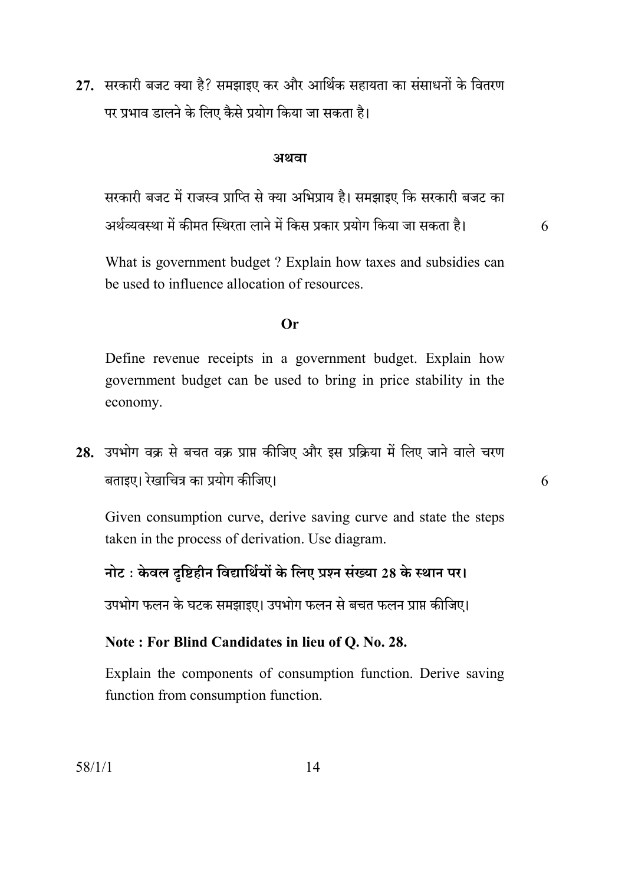**27.** सरकारी बजट क्या है? समझाइए कर और आर्थिक सहायता का संसाधनों के वितरण पर प्रभाव डालने के लिए कैसे प्रयोग किया जा सकता है।

**अथवा**

सरकारी बजट में राजस्व प्राप्ति से क्या अभिप्राय है। समझाइए कि सरकारी बजट का अर्थव्यवस्था में कीमत स्थिरता लाने में किस प्रकार प्रयोग किया जा सकता है। 6

What is government budget ? Explain how taxes and subsidies can be used to influence allocation of resources.

**Or**

Define revenue receipts in a government budget. Explain how government budget can be used to bring in price stability in the economy.

**28.** उपभोग वक्र से बचत वक्र प्राप्त कीजिए और इस प्रक्रिया में लिए जाने वाले चरण बताइए। रेखाचित्र का प्रयोग कीजिए। 6

Given consumption curve, derive saving curve and state the steps taken in the process of derivation. Use diagram.

**नोट : केवल दृष्टिहीन विद्यार्थियों के लिए प्रश्न संख्या 28 के स्थान पर।**

उपभोग फलन के घटक समझाइए। उपभोग फलन से बचत फलन प्राप्त कीजिए।

**Note : For Blind Candidates in lieu of Q. No. 28.**

Explain the components of consumption function. Derive saving function from consumption function.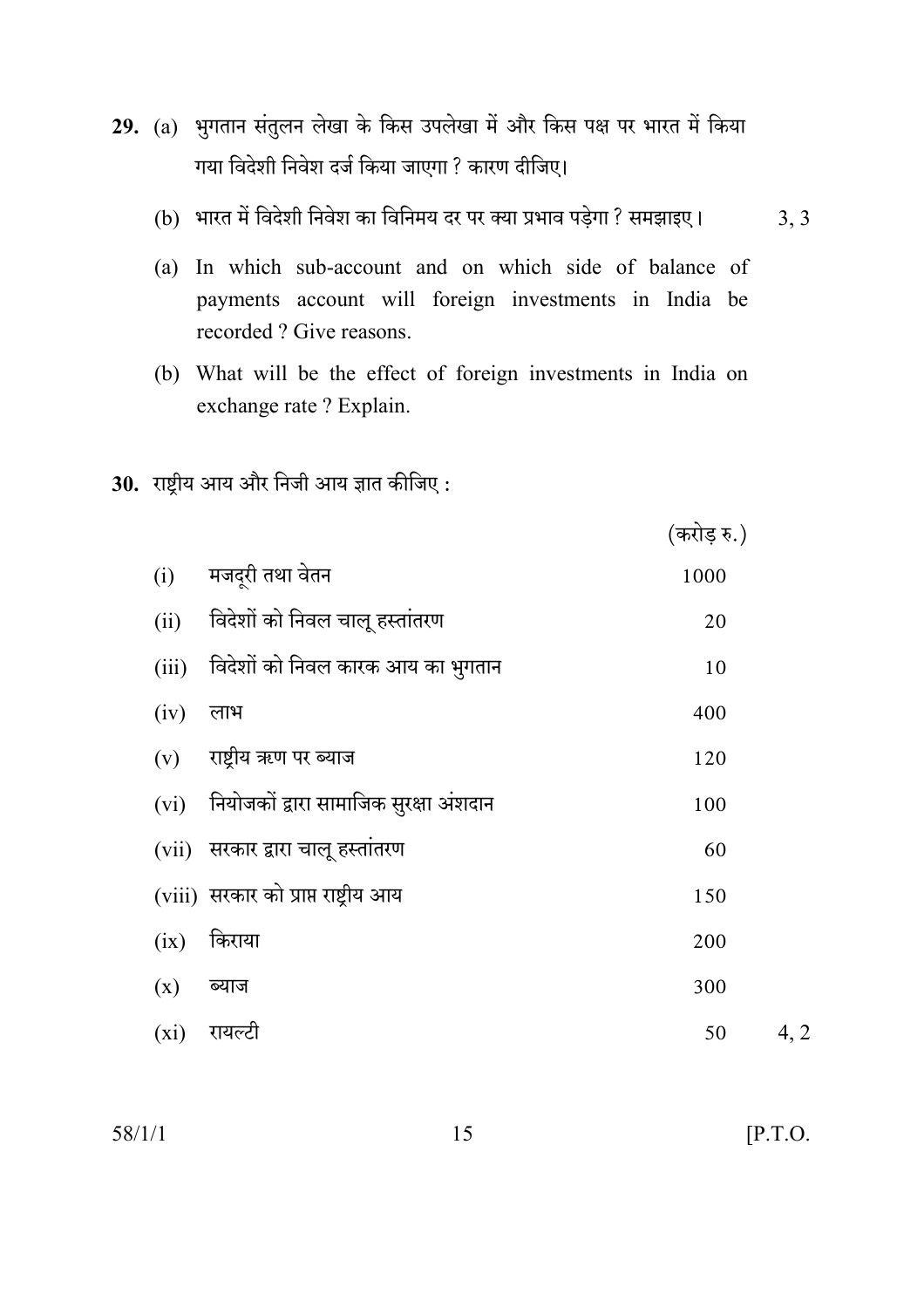**29.** (a) भुगतान संतुलन लेखा के किस उपलेखा में और किस पक्ष पर भारत में किया गया विदेशी निवेश दर्ज किया जाएगा ? कारण दीजिए।

(b) भारत में विदेशी निवेश का विनिमय दर पर क्या प्रभाव पड़ेगा ? समझाइए। 3, 3

(a) In which sub-account and on which side of balance of payments account will foreign investments in India be recorded ? Give reasons.

(b) What will be the effect of foreign investments in India on exchange rate ? Explain.

**30.** राष्ट्रीय आय और निजी आय ज्ञात कीजिए :

| | | (करोड़ रु.) |
|---|---|---|
| (i) | मजदूरी तथा वेतन | 1000 |
| (ii) | विदेशों को निवल चालू हस्तांतरण | 20 |
| (iii) | विदेशों को निवल कारक आय का भुगतान | 10 |
| (iv) | लाभ | 400 |
| (v) | राष्ट्रीय ऋण पर ब्याज | 120 |
| (vi) | नियोजकों द्वारा सामाजिक सुरक्षा अंशदान | 100 |
| (vii) | सरकार द्वारा चालू हस्तांतरण | 60 |
| (viii) | सरकार को प्राप्त राष्ट्रीय आय | 150 |
| (ix) | किराया | 200 |
| (x) | ब्याज | 300 |
| (xi) | रायल्टी | 50 |

4, 2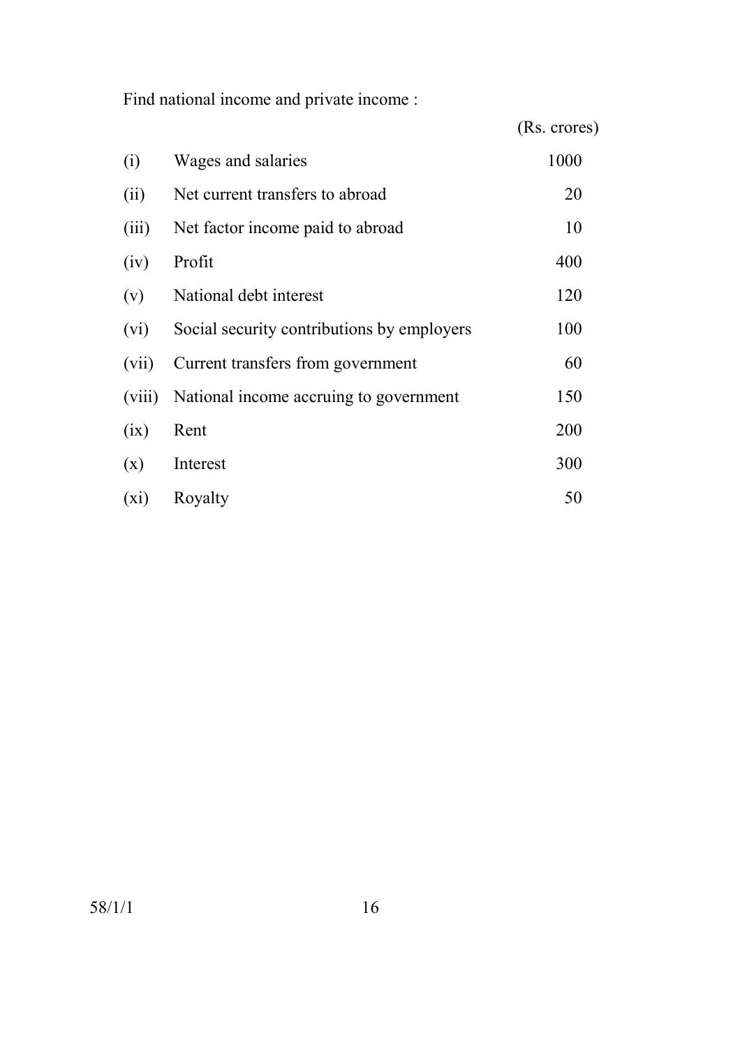Find national income and private income :

| | | (Rs. crores) |
|---|---|---|
| (i) | Wages and salaries | 1000 |
| (ii) | Net current transfers to abroad | 20 |
| (iii) | Net factor income paid to abroad | 10 |
| (iv) | Profit | 400 |
| (v) | National debt interest | 120 |
| (vi) | Social security contributions by employers | 100 |
| (vii) | Current transfers from government | 60 |
| (viii) | National income accruing to government | 150 |
| (ix) | Rent | 200 |
| (x) | Interest | 300 |
| (xi) | Royalty | 50 |

58/1/1